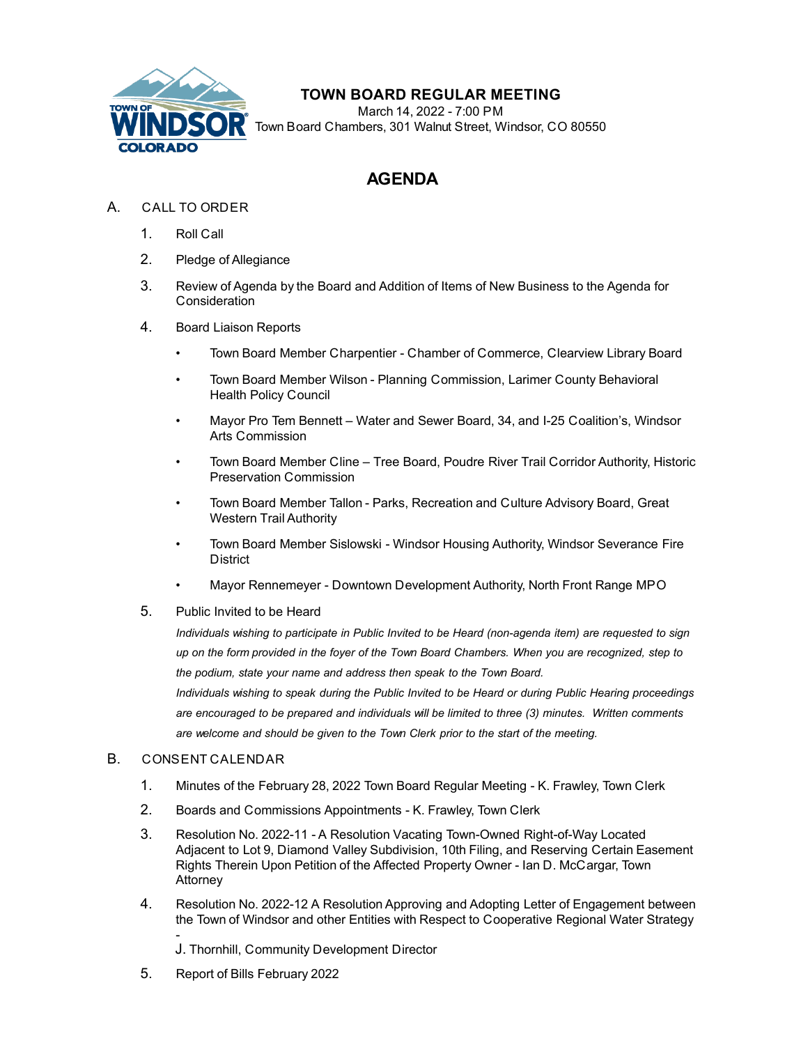# TOWN BOARD REGULAR MEETING

March 14, 2022 - 7:00 PM
Town Board Chambers, 301 Walnut Street, Windsor, CO 80550

## AGENDA

A. CALL TO ORDER

1. Roll Call
2. Pledge of Allegiance
3. Review of Agenda by the Board and Addition of Items of New Business to the Agenda for Consideration
4. Board Liaison Reports
   - Town Board Member Charpentier - Chamber of Commerce, Clearview Library Board
   - Town Board Member Wilson - Planning Commission, Larimer County Behavioral Health Policy Council
   - Mayor Pro Tem Bennett – Water and Sewer Board, 34, and I-25 Coalition's, Windsor Arts Commission
   - Town Board Member Cline – Tree Board, Poudre River Trail Corridor Authority, Historic Preservation Commission
   - Town Board Member Tallon - Parks, Recreation and Culture Advisory Board, Great Western Trail Authority
   - Town Board Member Sislowski - Windsor Housing Authority, Windsor Severance Fire District
   - Mayor Rennemeyer - Downtown Development Authority, North Front Range MPO
5. Public Invited to be Heard

   *Individuals wishing to participate in Public Invited to be Heard (non-agenda item) are requested to sign up on the form provided in the foyer of the Town Board Chambers. When you are recognized, step to the podium, state your name and address then speak to the Town Board.*

   *Individuals wishing to speak during the Public Invited to be Heard or during Public Hearing proceedings are encouraged to be prepared and individuals will be limited to three (3) minutes. Written comments are welcome and should be given to the Town Clerk prior to the start of the meeting.*

B. CONSENT CALENDAR

1. Minutes of the February 28, 2022 Town Board Regular Meeting - K. Frawley, Town Clerk
2. Boards and Commissions Appointments - K. Frawley, Town Clerk
3. Resolution No. 2022-11 - A Resolution Vacating Town-Owned Right-of-Way Located Adjacent to Lot 9, Diamond Valley Subdivision, 10th Filing, and Reserving Certain Easement Rights Therein Upon Petition of the Affected Property Owner - Ian D. McCargar, Town Attorney
4. Resolution No. 2022-12 A Resolution Approving and Adopting Letter of Engagement between the Town of Windsor and other Entities with Respect to Cooperative Regional Water Strategy -

   J. Thornhill, Community Development Director
5. Report of Bills February 2022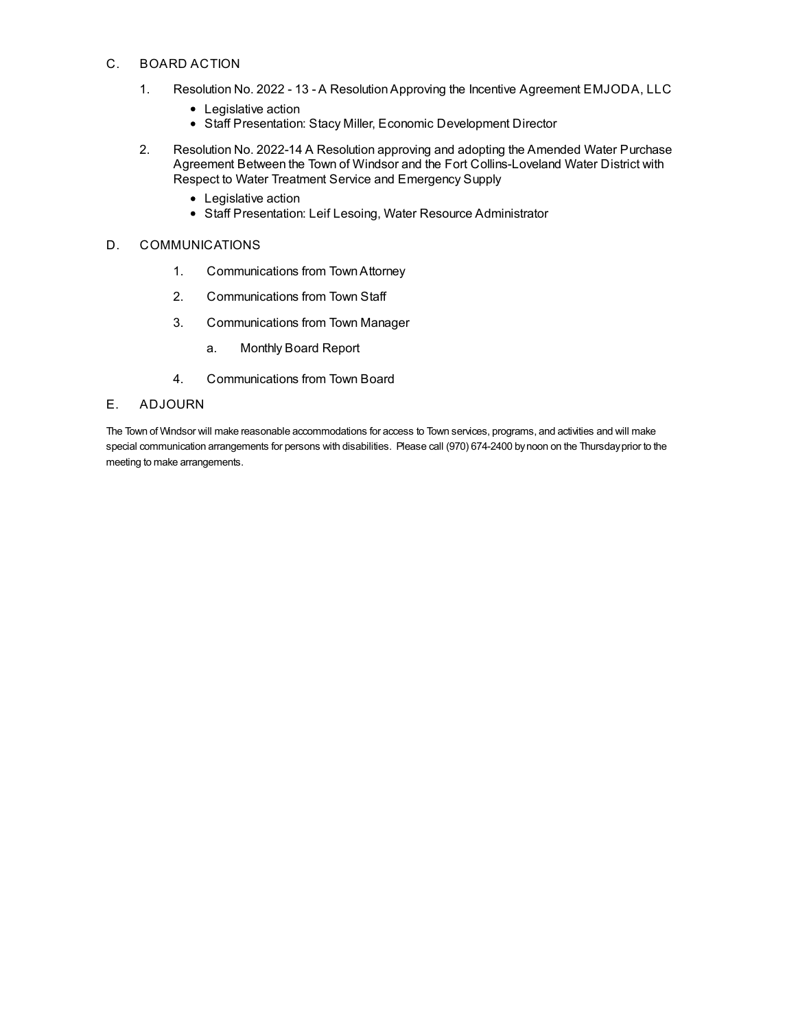## C. BOARD ACTION

1. Resolution No. 2022 - 13 - A Resolution Approving the Incentive Agreement EMJODA, LLC
   - Legislative action
   - Staff Presentation: Stacy Miller, Economic Development Director

2. Resolution No. 2022-14 A Resolution approving and adopting the Amended Water Purchase Agreement Between the Town of Windsor and the Fort Collins-Loveland Water District with Respect to Water Treatment Service and Emergency Supply
   - Legislative action
   - Staff Presentation: Leif Lesoing, Water Resource Administrator

## D. COMMUNICATIONS

1. Communications from Town Attorney

2. Communications from Town Staff

3. Communications from Town Manager

   a. Monthly Board Report

4. Communications from Town Board

## E. ADJOURN

The Town of Windsor will make reasonable accommodations for access to Town services, programs, and activities and will make special communication arrangements for persons with disabilities. Please call (970) 674-2400 by noon on the Thursday prior to the meeting to make arrangements.